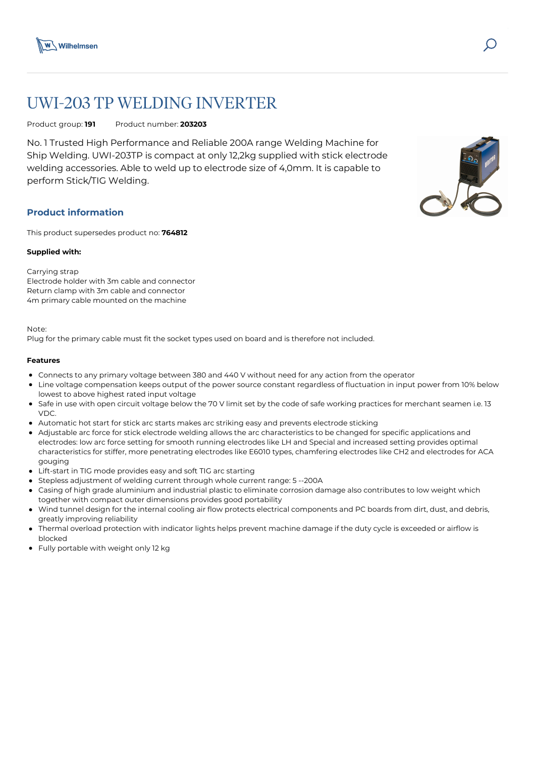# UWI-203 TP WELDING INVERTER

Product group: **191** Product number: **203203**

No. 1 Trusted High Performance and Reliable 200A range Welding Machine for Ship Welding. UWI-203TP is compact at only 12,2kg supplied with stick electrode welding accessories. Able to weld up to electrode size of 4,0mm. It is capable to perform Stick/TIG Welding.

## Product information

This product supersedes product no: **764812**

**Supplied with:**

Carrying strap
Electrode holder with 3m cable and connector
Return clamp with 3m cable and connector
4m primary cable mounted on the machine

Note:
Plug for the primary cable must fit the socket types used on board and is therefore not included.

**Features**

- Connects to any primary voltage between 380 and 440 V without need for any action from the operator
- Line voltage compensation keeps output of the power source constant regardless of fluctuation in input power from 10% below lowest to above highest rated input voltage
- Safe in use with open circuit voltage below the 70 V limit set by the code of safe working practices for merchant seamen i.e. 13 VDC.
- Automatic hot start for stick arc starts makes arc striking easy and prevents electrode sticking
- Adjustable arc force for stick electrode welding allows the arc characteristics to be changed for specific applications and electrodes: low arc force setting for smooth running electrodes like LH and Special and increased setting provides optimal characteristics for stiffer, more penetrating electrodes like E6010 types, chamfering electrodes like CH2 and electrodes for ACA gouging
- Lift-start in TIG mode provides easy and soft TIG arc starting
- Stepless adjustment of welding current through whole current range: 5 --200A
- Casing of high grade aluminium and industrial plastic to eliminate corrosion damage also contributes to low weight which together with compact outer dimensions provides good portability
- Wind tunnel design for the internal cooling air flow protects electrical components and PC boards from dirt, dust, and debris, greatly improving reliability
- Thermal overload protection with indicator lights helps prevent machine damage if the duty cycle is exceeded or airflow is blocked
- Fully portable with weight only 12 kg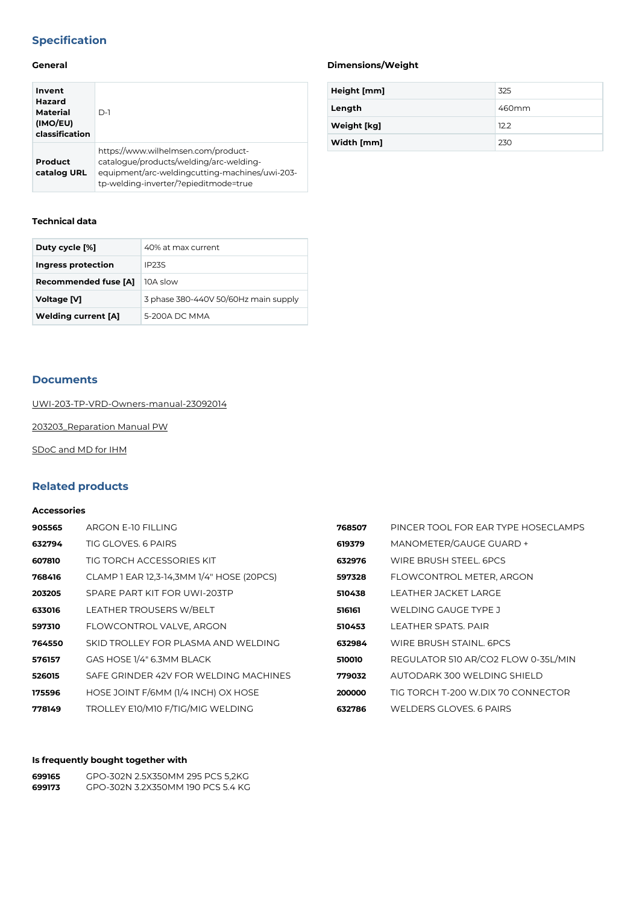## Specification

### General

| | |
|---|---|
| **Invent Hazard Material (IMO/EU) classification** | D-1 |
| **Product catalog URL** | https://www.wilhelmsen.com/product-catalogue/products/welding/arc-welding-equipment/arc-weldingcutting-machines/uwi-203-tp-welding-inverter/?epieditmode=true |

### Dimensions/Weight

| | |
|---|---|
| **Height [mm]** | 325 |
| **Length** | 460mm |
| **Weight [kg]** | 12.2 |
| **Width [mm]** | 230 |

### Technical data

| | |
|---|---|
| **Duty cycle [%]** | 40% at max current |
| **Ingress protection** | IP23S |
| **Recommended fuse [A]** | 10A slow |
| **Voltage [V]** | 3 phase 380-440V 50/60Hz main supply |
| **Welding current [A]** | 5-200A DC MMA |

## Documents

UWI-203-TP-VRD-Owners-manual-23092014

203203_Reparation Manual PW

SDoC and MD for IHM

## Related products

### Accessories

| | |
|---|---|
| **905565** | ARGON E-10 FILLING |
| **632794** | TIG GLOVES. 6 PAIRS |
| **607810** | TIG TORCH ACCESSORIES KIT |
| **768416** | CLAMP 1 EAR 12,3-14,3MM 1/4" HOSE (20PCS) |
| **203205** | SPARE PART KIT FOR UWI-203TP |
| **633016** | LEATHER TROUSERS W/BELT |
| **597310** | FLOWCONTROL VALVE, ARGON |
| **764550** | SKID TROLLEY FOR PLASMA AND WELDING |
| **576157** | GAS HOSE 1/4" 6.3MM BLACK |
| **526015** | SAFE GRINDER 42V FOR WELDING MACHINES |
| **175596** | HOSE JOINT F/6MM (1/4 INCH) OX HOSE |
| **778149** | TROLLEY E10/M10 F/TIG/MIG WELDING |
| **768507** | PINCER TOOL FOR EAR TYPE HOSECLAMPS |
| **619379** | MANOMETER/GAUGE GUARD + |
| **632976** | WIRE BRUSH STEEL. 6PCS |
| **597328** | FLOWCONTROL METER, ARGON |
| **510438** | LEATHER JACKET LARGE |
| **516161** | WELDING GAUGE TYPE J |
| **510453** | LEATHER SPATS. PAIR |
| **632984** | WIRE BRUSH STAINL. 6PCS |
| **510010** | REGULATOR 510 AR/CO2 FLOW 0-35L/MIN |
| **779032** | AUTODARK 300 WELDING SHIELD |
| **200000** | TIG TORCH T-200 W.DIX 70 CONNECTOR |
| **632786** | WELDERS GLOVES. 6 PAIRS |

### Is frequently bought together with

| | |
|---|---|
| **699165** | GPO-302N 2.5X350MM 295 PCS 5,2KG |
| **699173** | GPO-302N 3.2X350MM 190 PCS 5.4 KG |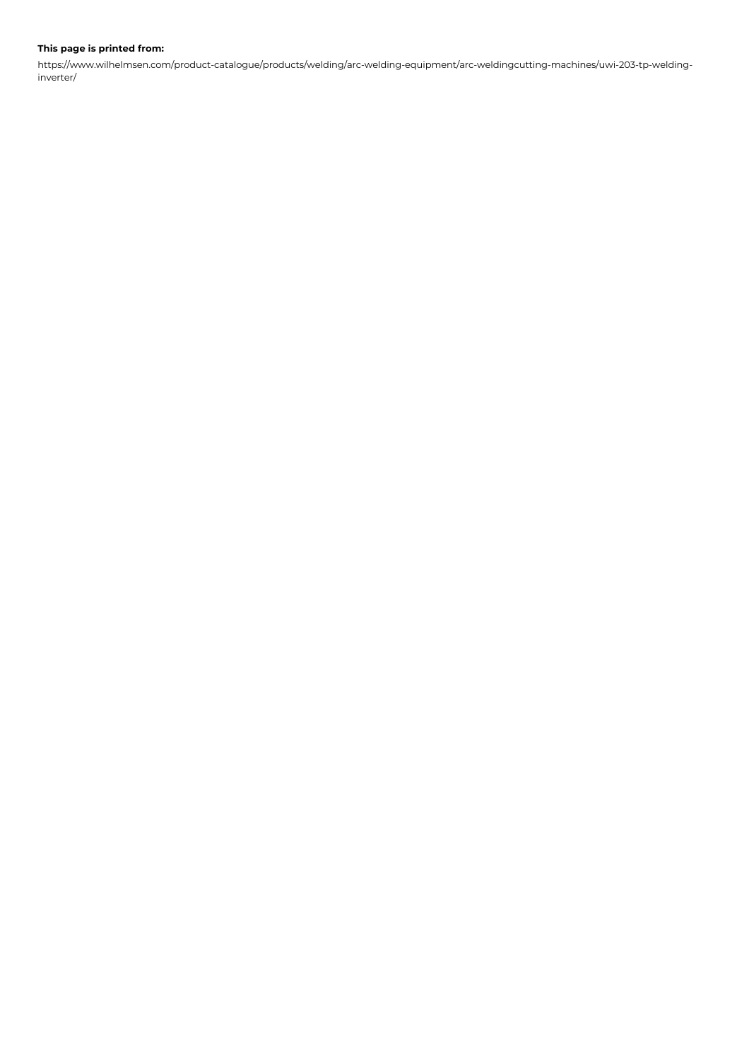**This page is printed from:**

https://www.wilhelmsen.com/product-catalogue/products/welding/arc-welding-equipment/arc-weldingcutting-machines/uwi-203-tp-welding-inverter/